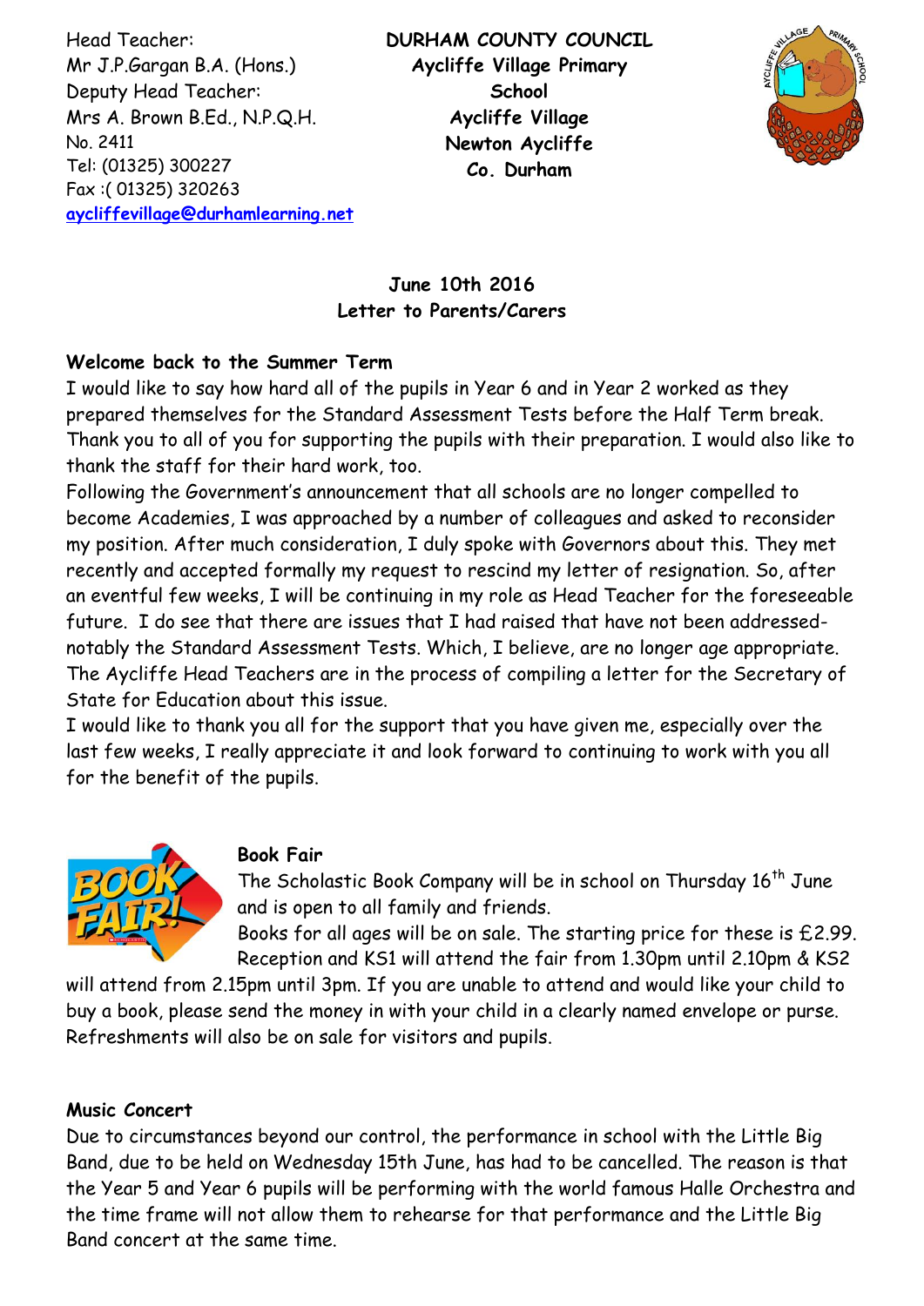Head Teacher:
Mr J.P.Gargan B.A. (Hons.)
Deputy Head Teacher:
Mrs A. Brown B.Ed., N.P.Q.H.
No. 2411
Tel: (01325) 300227
Fax :( 01325) 320263
aycliffevillage@durhamlearning.net

**DURHAM COUNTY COUNCIL**
**Aycliffe Village Primary School**
**Aycliffe Village**
**Newton Aycliffe**
**Co. Durham**

**June 10th 2016**
**Letter to Parents/Carers**

**Welcome back to the Summer Term**

I would like to say how hard all of the pupils in Year 6 and in Year 2 worked as they prepared themselves for the Standard Assessment Tests before the Half Term break. Thank you to all of you for supporting the pupils with their preparation. I would also like to thank the staff for their hard work, too.

Following the Government's announcement that all schools are no longer compelled to become Academies, I was approached by a number of colleagues and asked to reconsider my position. After much consideration, I duly spoke with Governors about this. They met recently and accepted formally my request to rescind my letter of resignation. So, after an eventful few weeks, I will be continuing in my role as Head Teacher for the foreseeable future. I do see that there are issues that I had raised that have not been addressed- notably the Standard Assessment Tests. Which, I believe, are no longer age appropriate. The Aycliffe Head Teachers are in the process of compiling a letter for the Secretary of State for Education about this issue.

I would like to thank you all for the support that you have given me, especially over the last few weeks, I really appreciate it and look forward to continuing to work with you all for the benefit of the pupils.

**Book Fair**

The Scholastic Book Company will be in school on Thursday 16th June and is open to all family and friends.

Books for all ages will be on sale. The starting price for these is £2.99. Reception and KS1 will attend the fair from 1.30pm until 2.10pm & KS2 will attend from 2.15pm until 3pm. If you are unable to attend and would like your child to buy a book, please send the money in with your child in a clearly named envelope or purse. Refreshments will also be on sale for visitors and pupils.

**Music Concert**

Due to circumstances beyond our control, the performance in school with the Little Big Band, due to be held on Wednesday 15th June, has had to be cancelled. The reason is that the Year 5 and Year 6 pupils will be performing with the world famous Halle Orchestra and the time frame will not allow them to rehearse for that performance and the Little Big Band concert at the same time.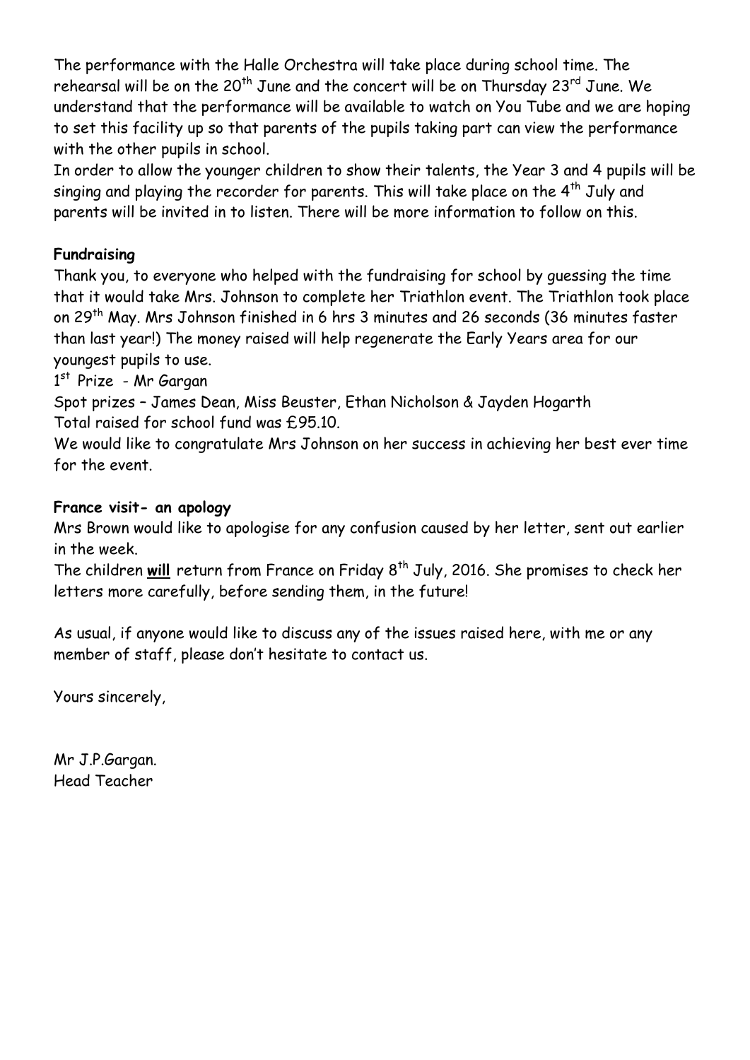The performance with the Halle Orchestra will take place during school time. The rehearsal will be on the 20th June and the concert will be on Thursday 23rd June. We understand that the performance will be available to watch on You Tube and we are hoping to set this facility up so that parents of the pupils taking part can view the performance with the other pupils in school.

In order to allow the younger children to show their talents, the Year 3 and 4 pupils will be singing and playing the recorder for parents. This will take place on the 4th July and parents will be invited in to listen. There will be more information to follow on this.

**Fundraising**

Thank you, to everyone who helped with the fundraising for school by guessing the time that it would take Mrs. Johnson to complete her Triathlon event. The Triathlon took place on 29th May. Mrs Johnson finished in 6 hrs 3 minutes and 26 seconds (36 minutes faster than last year!) The money raised will help regenerate the Early Years area for our youngest pupils to use.

1st Prize - Mr Gargan

Spot prizes – James Dean, Miss Beuster, Ethan Nicholson & Jayden Hogarth

Total raised for school fund was £95.10.

We would like to congratulate Mrs Johnson on her success in achieving her best ever time for the event.

**France visit- an apology**

Mrs Brown would like to apologise for any confusion caused by her letter, sent out earlier in the week.

The children **will** return from France on Friday 8th July, 2016. She promises to check her letters more carefully, before sending them, in the future!

As usual, if anyone would like to discuss any of the issues raised here, with me or any member of staff, please don't hesitate to contact us.

Yours sincerely,

Mr J.P.Gargan.
Head Teacher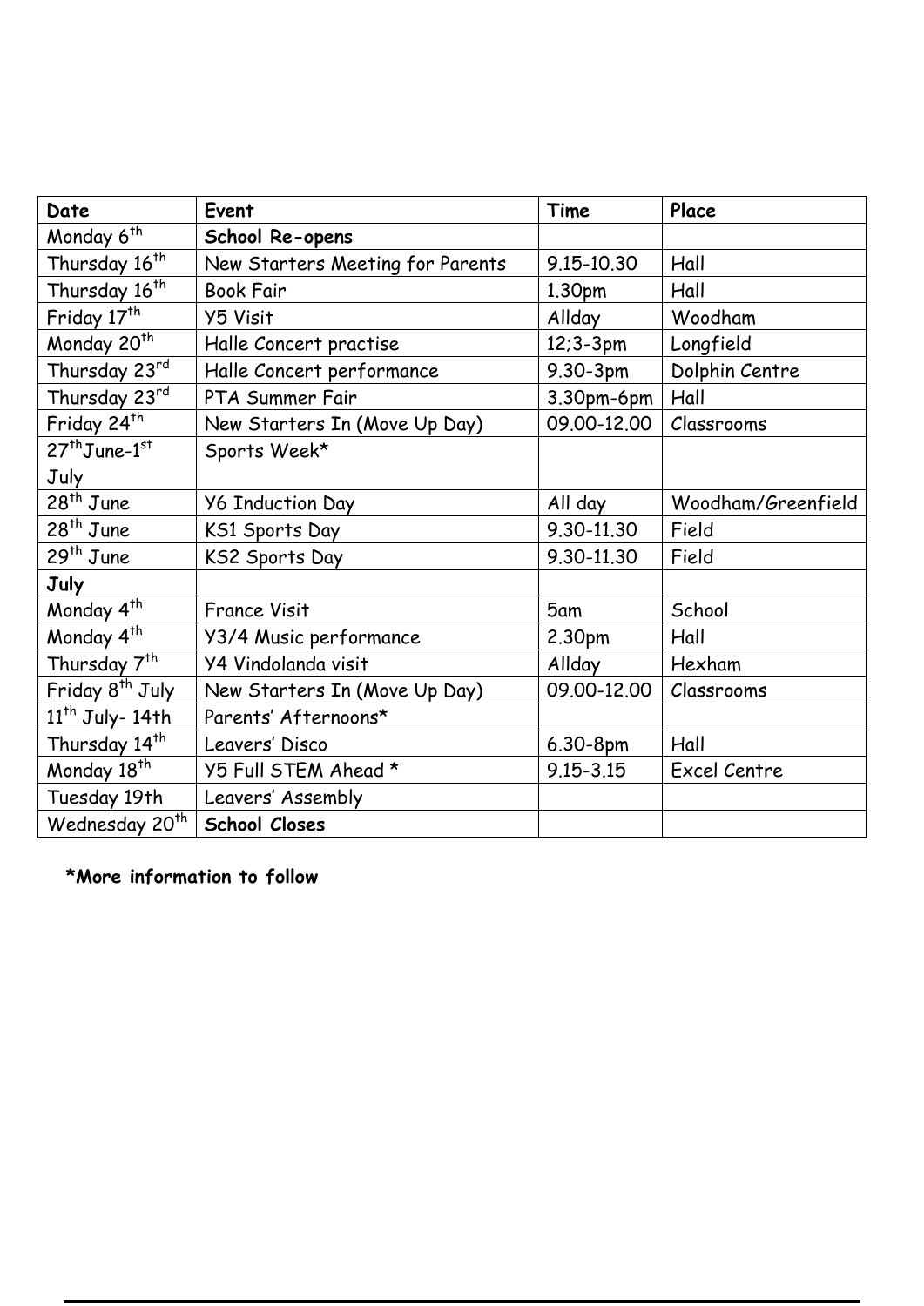| Date | Event | Time | Place |
|---|---|---|---|
| Monday 6th | **School Re-opens** | | |
| Thursday 16th | New Starters Meeting for Parents | 9.15-10.30 | Hall |
| Thursday 16th | Book Fair | 1.30pm | Hall |
| Friday 17th | Y5 Visit | Allday | Woodham |
| Monday 20th | Halle Concert practise | 12;3-3pm | Longfield |
| Thursday 23rd | Halle Concert performance | 9.30-3pm | Dolphin Centre |
| Thursday 23rd | PTA Summer Fair | 3.30pm-6pm | Hall |
| Friday 24th | New Starters In (Move Up Day) | 09.00-12.00 | Classrooms |
| 27thJune-1st July | Sports Week* | | |
| 28th June | Y6 Induction Day | All day | Woodham/Greenfield |
| 28th June | KS1 Sports Day | 9.30-11.30 | Field |
| 29th June | KS2 Sports Day | 9.30-11.30 | Field |
| **July** | | | |
| Monday 4th | France Visit | 5am | School |
| Monday 4th | Y3/4 Music performance | 2.30pm | Hall |
| Thursday 7th | Y4 Vindolanda visit | Allday | Hexham |
| Friday 8th July | New Starters In (Move Up Day) | 09.00-12.00 | Classrooms |
| 11th July- 14th | Parents' Afternoons* | | |
| Thursday 14th | Leavers' Disco | 6.30-8pm | Hall |
| Monday 18th | Y5 Full STEM Ahead * | 9.15-3.15 | Excel Centre |
| Tuesday 19th | Leavers' Assembly | | |
| Wednesday 20th | **School Closes** | | |

**\*More information to follow**